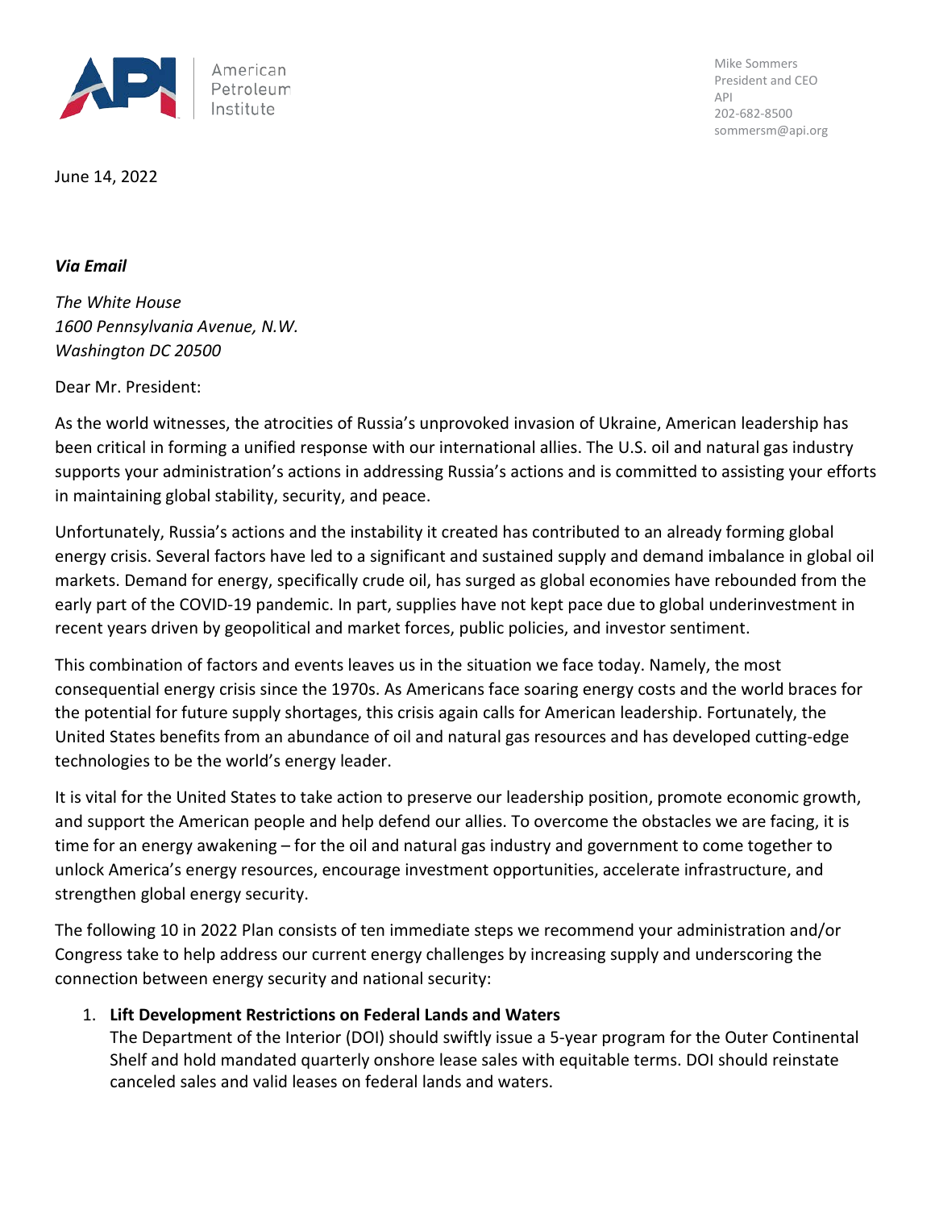American Petroleum Institute

Mike Sommers
President and CEO
API
202-682-8500
sommersm@api.org

June 14, 2022

***Via Email***

*The White House*
*1600 Pennsylvania Avenue, N.W.*
*Washington DC 20500*

Dear Mr. President:

As the world witnesses, the atrocities of Russia's unprovoked invasion of Ukraine, American leadership has been critical in forming a unified response with our international allies. The U.S. oil and natural gas industry supports your administration's actions in addressing Russia's actions and is committed to assisting your efforts in maintaining global stability, security, and peace.

Unfortunately, Russia's actions and the instability it created has contributed to an already forming global energy crisis. Several factors have led to a significant and sustained supply and demand imbalance in global oil markets. Demand for energy, specifically crude oil, has surged as global economies have rebounded from the early part of the COVID-19 pandemic. In part, supplies have not kept pace due to global underinvestment in recent years driven by geopolitical and market forces, public policies, and investor sentiment.

This combination of factors and events leaves us in the situation we face today. Namely, the most consequential energy crisis since the 1970s. As Americans face soaring energy costs and the world braces for the potential for future supply shortages, this crisis again calls for American leadership. Fortunately, the United States benefits from an abundance of oil and natural gas resources and has developed cutting-edge technologies to be the world's energy leader.

It is vital for the United States to take action to preserve our leadership position, promote economic growth, and support the American people and help defend our allies. To overcome the obstacles we are facing, it is time for an energy awakening – for the oil and natural gas industry and government to come together to unlock America's energy resources, encourage investment opportunities, accelerate infrastructure, and strengthen global energy security.

The following 10 in 2022 Plan consists of ten immediate steps we recommend your administration and/or Congress take to help address our current energy challenges by increasing supply and underscoring the connection between energy security and national security:

1. **Lift Development Restrictions on Federal Lands and Waters**
   The Department of the Interior (DOI) should swiftly issue a 5-year program for the Outer Continental Shelf and hold mandated quarterly onshore lease sales with equitable terms. DOI should reinstate canceled sales and valid leases on federal lands and waters.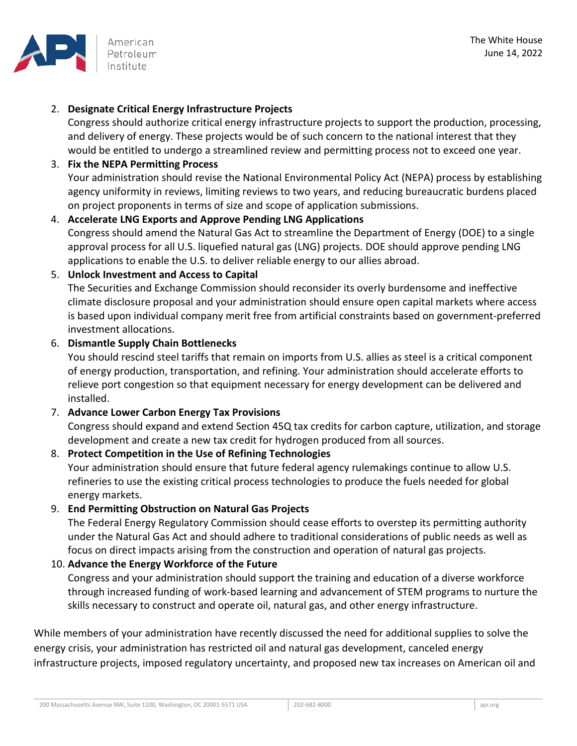2. **Designate Critical Energy Infrastructure Projects**
   Congress should authorize critical energy infrastructure projects to support the production, processing, and delivery of energy. These projects would be of such concern to the national interest that they would be entitled to undergo a streamlined review and permitting process not to exceed one year.
3. **Fix the NEPA Permitting Process**
   Your administration should revise the National Environmental Policy Act (NEPA) process by establishing agency uniformity in reviews, limiting reviews to two years, and reducing bureaucratic burdens placed on project proponents in terms of size and scope of application submissions.
4. **Accelerate LNG Exports and Approve Pending LNG Applications**
   Congress should amend the Natural Gas Act to streamline the Department of Energy (DOE) to a single approval process for all U.S. liquefied natural gas (LNG) projects. DOE should approve pending LNG applications to enable the U.S. to deliver reliable energy to our allies abroad.
5. **Unlock Investment and Access to Capital**
   The Securities and Exchange Commission should reconsider its overly burdensome and ineffective climate disclosure proposal and your administration should ensure open capital markets where access is based upon individual company merit free from artificial constraints based on government-preferred investment allocations.
6. **Dismantle Supply Chain Bottlenecks**
   You should rescind steel tariffs that remain on imports from U.S. allies as steel is a critical component of energy production, transportation, and refining. Your administration should accelerate efforts to relieve port congestion so that equipment necessary for energy development can be delivered and installed.
7. **Advance Lower Carbon Energy Tax Provisions**
   Congress should expand and extend Section 45Q tax credits for carbon capture, utilization, and storage development and create a new tax credit for hydrogen produced from all sources.
8. **Protect Competition in the Use of Refining Technologies**
   Your administration should ensure that future federal agency rulemakings continue to allow U.S. refineries to use the existing critical process technologies to produce the fuels needed for global energy markets.
9. **End Permitting Obstruction on Natural Gas Projects**
   The Federal Energy Regulatory Commission should cease efforts to overstep its permitting authority under the Natural Gas Act and should adhere to traditional considerations of public needs as well as focus on direct impacts arising from the construction and operation of natural gas projects.
10. **Advance the Energy Workforce of the Future**
    Congress and your administration should support the training and education of a diverse workforce through increased funding of work-based learning and advancement of STEM programs to nurture the skills necessary to construct and operate oil, natural gas, and other energy infrastructure.

While members of your administration have recently discussed the need for additional supplies to solve the energy crisis, your administration has restricted oil and natural gas development, canceled energy infrastructure projects, imposed regulatory uncertainty, and proposed new tax increases on American oil and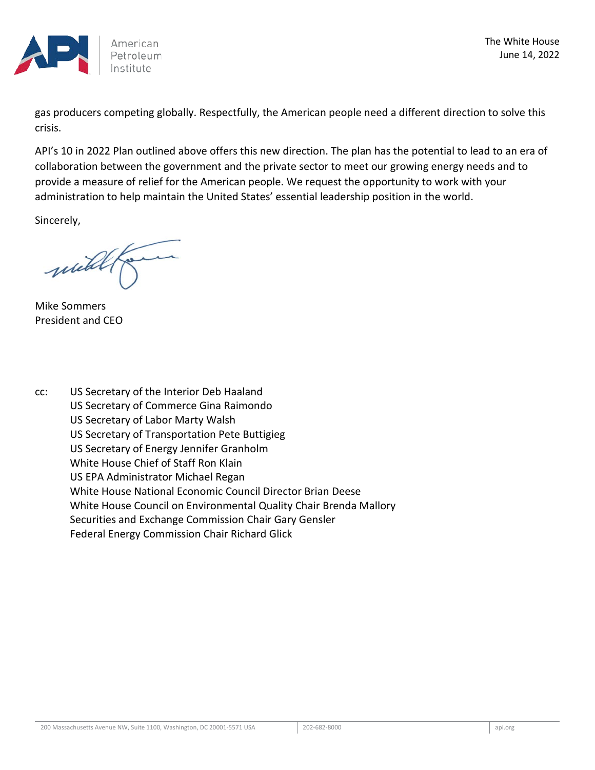gas producers competing globally. Respectfully, the American people need a different direction to solve this crisis.

API's 10 in 2022 Plan outlined above offers this new direction. The plan has the potential to lead to an era of collaboration between the government and the private sector to meet our growing energy needs and to provide a measure of relief for the American people. We request the opportunity to work with your administration to help maintain the United States' essential leadership position in the world.

Sincerely,

Mike Sommers
President and CEO

cc: US Secretary of the Interior Deb Haaland
US Secretary of Commerce Gina Raimondo
US Secretary of Labor Marty Walsh
US Secretary of Transportation Pete Buttigieg
US Secretary of Energy Jennifer Granholm
White House Chief of Staff Ron Klain
US EPA Administrator Michael Regan
White House National Economic Council Director Brian Deese
White House Council on Environmental Quality Chair Brenda Mallory
Securities and Exchange Commission Chair Gary Gensler
Federal Energy Commission Chair Richard Glick